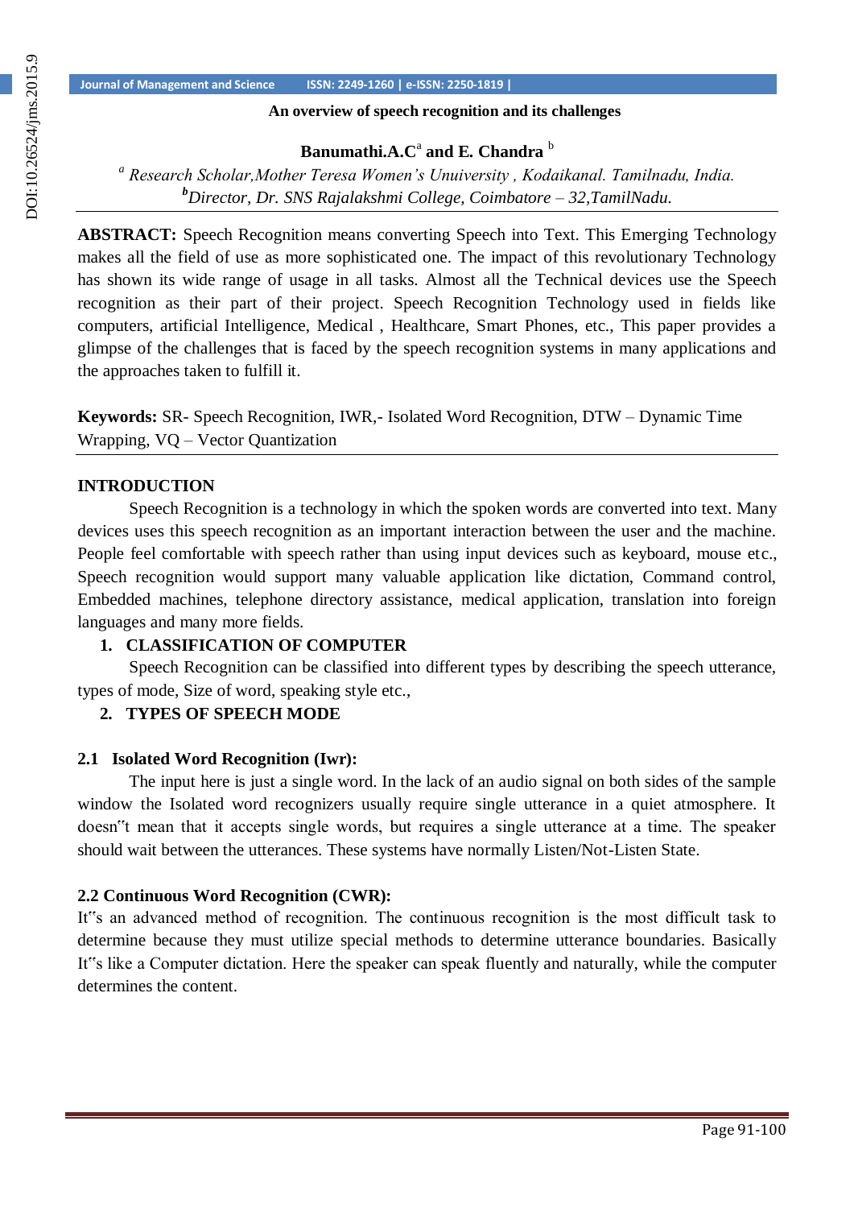# An overview of speech recognition and its challenges

**Banumathi.A.C**[a] **and E. Chandra** [b]

[a] *Research Scholar,Mother Teresa Women's Unuiversity , Kodaikanal. Tamilnadu, India.*
[b]*Director, Dr. SNS Rajalakshmi College, Coimbatore – 32,TamilNadu.*

**ABSTRACT:** Speech Recognition means converting Speech into Text. This Emerging Technology makes all the field of use as more sophisticated one. The impact of this revolutionary Technology has shown its wide range of usage in all tasks. Almost all the Technical devices use the Speech recognition as their part of their project. Speech Recognition Technology used in fields like computers, artificial Intelligence, Medical , Healthcare, Smart Phones, etc., This paper provides a glimpse of the challenges that is faced by the speech recognition systems in many applications and the approaches taken to fulfill it.

**Keywords:** SR- Speech Recognition, IWR,- Isolated Word Recognition, DTW – Dynamic Time Wrapping, VQ – Vector Quantization

## INTRODUCTION

Speech Recognition is a technology in which the spoken words are converted into text. Many devices uses this speech recognition as an important interaction between the user and the machine. People feel comfortable with speech rather than using input devices such as keyboard, mouse etc., Speech recognition would support many valuable application like dictation, Command control, Embedded machines, telephone directory assistance, medical application, translation into foreign languages and many more fields.

## 1. CLASSIFICATION OF COMPUTER

Speech Recognition can be classified into different types by describing the speech utterance, types of mode, Size of word, speaking style etc.,

## 2. TYPES OF SPEECH MODE

### 2.1 Isolated Word Recognition (Iwr):

The input here is just a single word. In the lack of an audio signal on both sides of the sample window the Isolated word recognizers usually require single utterance in a quiet atmosphere. It doesn"t mean that it accepts single words, but requires a single utterance at a time. The speaker should wait between the utterances. These systems have normally Listen/Not-Listen State.

### 2.2 Continuous Word Recognition (CWR):

It"s an advanced method of recognition. The continuous recognition is the most difficult task to determine because they must utilize special methods to determine utterance boundaries. Basically It"s like a Computer dictation. Here the speaker can speak fluently and naturally, while the computer determines the content.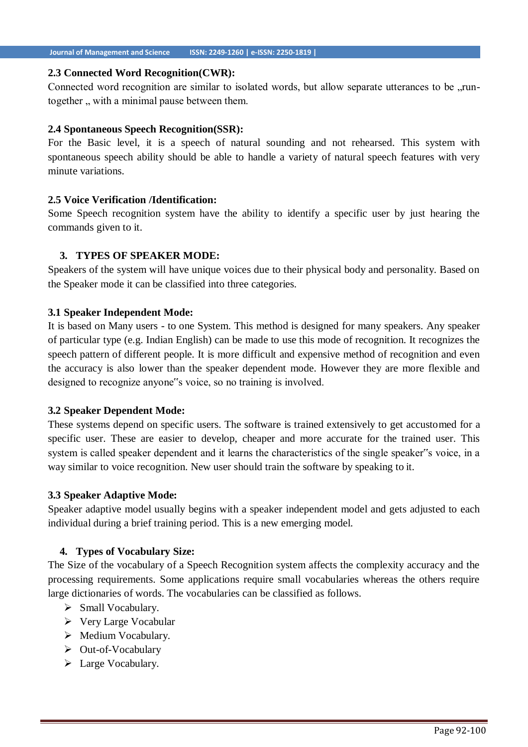### 2.3 Connected Word Recognition(CWR):

Connected word recognition are similar to isolated words, but allow separate utterances to be „run-together „ with a minimal pause between them.

### 2.4 Spontaneous Speech Recognition(SSR):

For the Basic level, it is a speech of natural sounding and not rehearsed. This system with spontaneous speech ability should be able to handle a variety of natural speech features with very minute variations.

### 2.5 Voice Verification /Identification:

Some Speech recognition system have the ability to identify a specific user by just hearing the commands given to it.

## 3. TYPES OF SPEAKER MODE:

Speakers of the system will have unique voices due to their physical body and personality. Based on the Speaker mode it can be classified into three categories.

### 3.1 Speaker Independent Mode:

It is based on Many users - to one System. This method is designed for many speakers. Any speaker of particular type (e.g. Indian English) can be made to use this mode of recognition. It recognizes the speech pattern of different people. It is more difficult and expensive method of recognition and even the accuracy is also lower than the speaker dependent mode. However they are more flexible and designed to recognize anyone"s voice, so no training is involved.

### 3.2 Speaker Dependent Mode:

These systems depend on specific users. The software is trained extensively to get accustomed for a specific user. These are easier to develop, cheaper and more accurate for the trained user. This system is called speaker dependent and it learns the characteristics of the single speaker"s voice, in a way similar to voice recognition. New user should train the software by speaking to it.

### 3.3 Speaker Adaptive Mode:

Speaker adaptive model usually begins with a speaker independent model and gets adjusted to each individual during a brief training period. This is a new emerging model.

## 4. Types of Vocabulary Size:

The Size of the vocabulary of a Speech Recognition system affects the complexity accuracy and the processing requirements. Some applications require small vocabularies whereas the others require large dictionaries of words. The vocabularies can be classified as follows.

- Small Vocabulary.
- Very Large Vocabular
- Medium Vocabulary.
- Out-of-Vocabulary
- Large Vocabulary.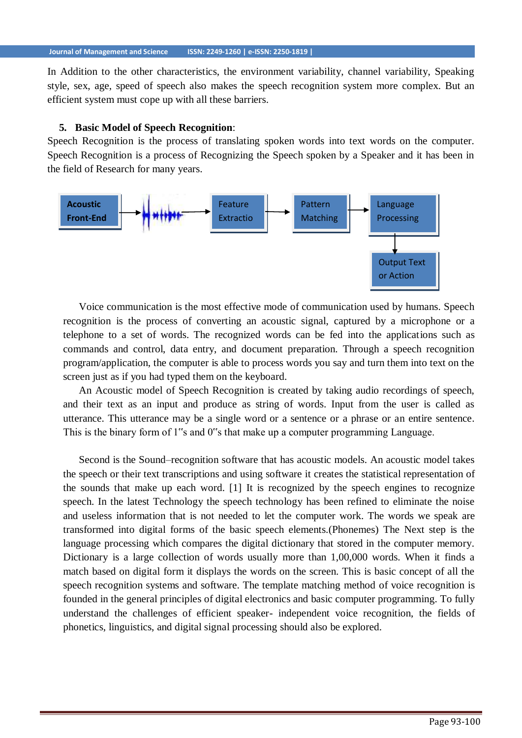In Addition to the other characteristics, the environment variability, channel variability, Speaking style, sex, age, speed of speech also makes the speech recognition system more complex. But an efficient system must cope up with all these barriers.

## 5. Basic Model of Speech Recognition:

Speech Recognition is the process of translating spoken words into text words on the computer. Speech Recognition is a process of Recognizing the Speech spoken by a Speaker and it has been in the field of Research for many years.

Acoustic Front-End → Feature Extractio → Pattern Matching → Language Processing → Output Text or Action

Voice communication is the most effective mode of communication used by humans. Speech recognition is the process of converting an acoustic signal, captured by a microphone or a telephone to a set of words. The recognized words can be fed into the applications such as commands and control, data entry, and document preparation. Through a speech recognition program/application, the computer is able to process words you say and turn them into text on the screen just as if you had typed them on the keyboard.

An Acoustic model of Speech Recognition is created by taking audio recordings of speech, and their text as an input and produce as string of words. Input from the user is called as utterance. This utterance may be a single word or a sentence or a phrase or an entire sentence. This is the binary form of 1"s and 0"s that make up a computer programming Language.

Second is the Sound–recognition software that has acoustic models. An acoustic model takes the speech or their text transcriptions and using software it creates the statistical representation of the sounds that make up each word. [1] It is recognized by the speech engines to recognize speech. In the latest Technology the speech technology has been refined to eliminate the noise and useless information that is not needed to let the computer work. The words we speak are transformed into digital forms of the basic speech elements.(Phonemes) The Next step is the language processing which compares the digital dictionary that stored in the computer memory. Dictionary is a large collection of words usually more than 1,00,000 words. When it finds a match based on digital form it displays the words on the screen. This is basic concept of all the speech recognition systems and software. The template matching method of voice recognition is founded in the general principles of digital electronics and basic computer programming. To fully understand the challenges of efficient speaker- independent voice recognition, the fields of phonetics, linguistics, and digital signal processing should also be explored.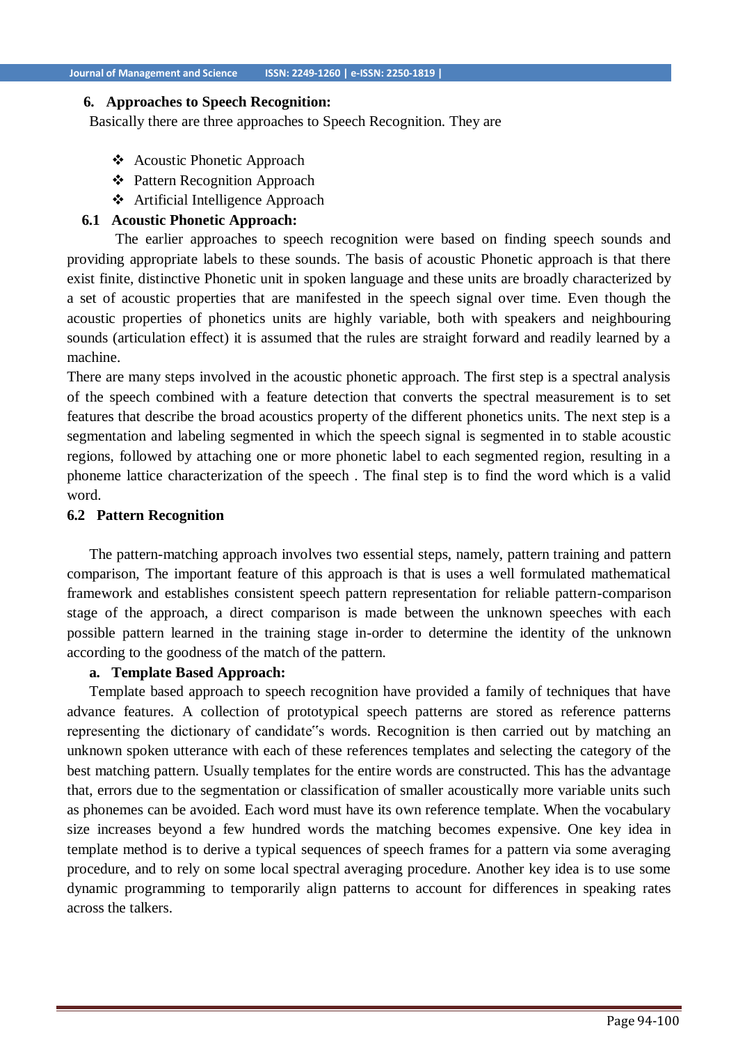## 6. Approaches to Speech Recognition:

Basically there are three approaches to Speech Recognition. They are

- Acoustic Phonetic Approach
- Pattern Recognition Approach
- Artificial Intelligence Approach

### 6.1 Acoustic Phonetic Approach:

The earlier approaches to speech recognition were based on finding speech sounds and providing appropriate labels to these sounds. The basis of acoustic Phonetic approach is that there exist finite, distinctive Phonetic unit in spoken language and these units are broadly characterized by a set of acoustic properties that are manifested in the speech signal over time. Even though the acoustic properties of phonetics units are highly variable, both with speakers and neighbouring sounds (articulation effect) it is assumed that the rules are straight forward and readily learned by a machine.

There are many steps involved in the acoustic phonetic approach. The first step is a spectral analysis of the speech combined with a feature detection that converts the spectral measurement is to set features that describe the broad acoustics property of the different phonetics units. The next step is a segmentation and labeling segmented in which the speech signal is segmented in to stable acoustic regions, followed by attaching one or more phonetic label to each segmented region, resulting in a phoneme lattice characterization of the speech . The final step is to find the word which is a valid word.

### 6.2 Pattern Recognition

The pattern-matching approach involves two essential steps, namely, pattern training and pattern comparison, The important feature of this approach is that is uses a well formulated mathematical framework and establishes consistent speech pattern representation for reliable pattern-comparison stage of the approach, a direct comparison is made between the unknown speeches with each possible pattern learned in the training stage in-order to determine the identity of the unknown according to the goodness of the match of the pattern.

**a. Template Based Approach:**

Template based approach to speech recognition have provided a family of techniques that have advance features. A collection of prototypical speech patterns are stored as reference patterns representing the dictionary of candidate"s words. Recognition is then carried out by matching an unknown spoken utterance with each of these references templates and selecting the category of the best matching pattern. Usually templates for the entire words are constructed. This has the advantage that, errors due to the segmentation or classification of smaller acoustically more variable units such as phonemes can be avoided. Each word must have its own reference template. When the vocabulary size increases beyond a few hundred words the matching becomes expensive. One key idea in template method is to derive a typical sequences of speech frames for a pattern via some averaging procedure, and to rely on some local spectral averaging procedure. Another key idea is to use some dynamic programming to temporarily align patterns to account for differences in speaking rates across the talkers.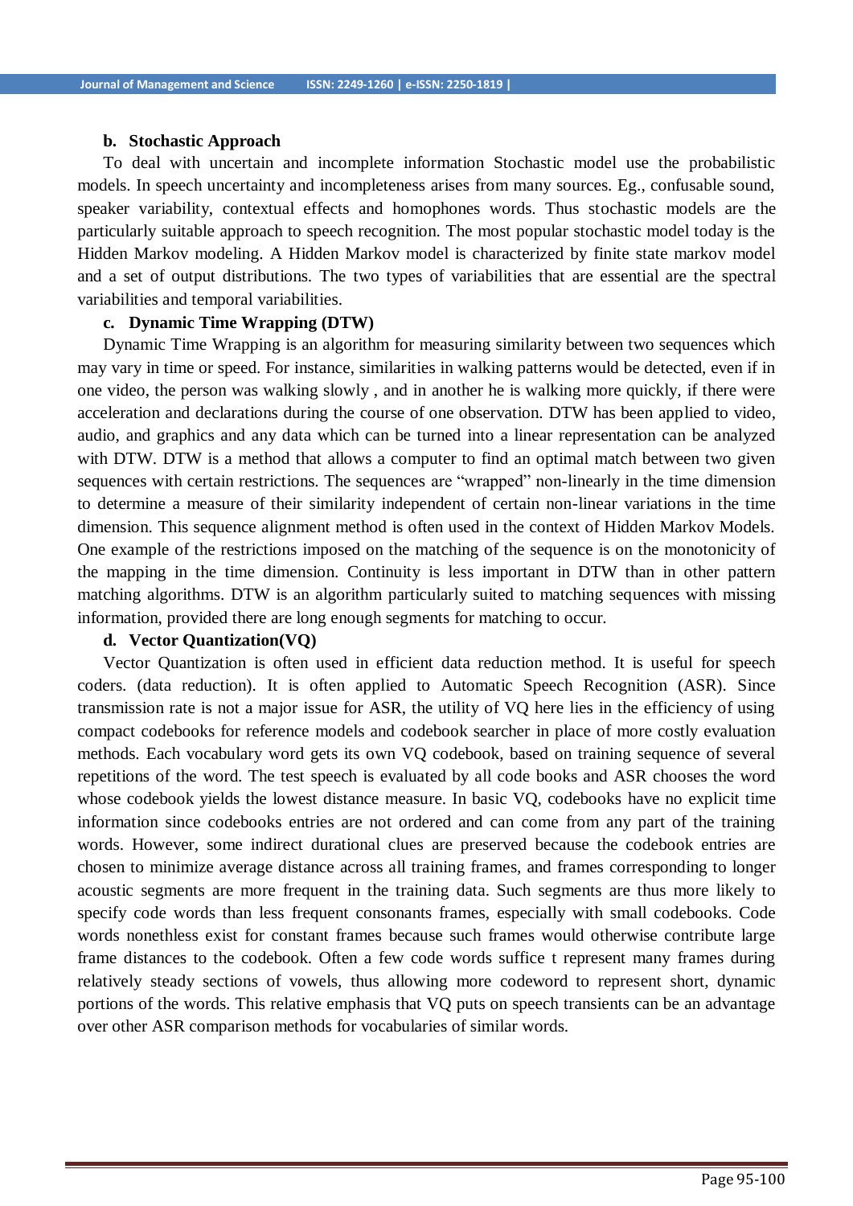### b. Stochastic Approach

To deal with uncertain and incomplete information Stochastic model use the probabilistic models. In speech uncertainty and incompleteness arises from many sources. Eg., confusable sound, speaker variability, contextual effects and homophones words. Thus stochastic models are the particularly suitable approach to speech recognition. The most popular stochastic model today is the Hidden Markov modeling. A Hidden Markov model is characterized by finite state markov model and a set of output distributions. The two types of variabilities that are essential are the spectral variabilities and temporal variabilities.

### c. Dynamic Time Wrapping (DTW)

Dynamic Time Wrapping is an algorithm for measuring similarity between two sequences which may vary in time or speed. For instance, similarities in walking patterns would be detected, even if in one video, the person was walking slowly , and in another he is walking more quickly, if there were acceleration and declarations during the course of one observation. DTW has been applied to video, audio, and graphics and any data which can be turned into a linear representation can be analyzed with DTW. DTW is a method that allows a computer to find an optimal match between two given sequences with certain restrictions. The sequences are "wrapped" non-linearly in the time dimension to determine a measure of their similarity independent of certain non-linear variations in the time dimension. This sequence alignment method is often used in the context of Hidden Markov Models. One example of the restrictions imposed on the matching of the sequence is on the monotonicity of the mapping in the time dimension. Continuity is less important in DTW than in other pattern matching algorithms. DTW is an algorithm particularly suited to matching sequences with missing information, provided there are long enough segments for matching to occur.

### d. Vector Quantization(VQ)

Vector Quantization is often used in efficient data reduction method. It is useful for speech coders. (data reduction). It is often applied to Automatic Speech Recognition (ASR). Since transmission rate is not a major issue for ASR, the utility of VQ here lies in the efficiency of using compact codebooks for reference models and codebook searcher in place of more costly evaluation methods. Each vocabulary word gets its own VQ codebook, based on training sequence of several repetitions of the word. The test speech is evaluated by all code books and ASR chooses the word whose codebook yields the lowest distance measure. In basic VQ, codebooks have no explicit time information since codebooks entries are not ordered and can come from any part of the training words. However, some indirect durational clues are preserved because the codebook entries are chosen to minimize average distance across all training frames, and frames corresponding to longer acoustic segments are more frequent in the training data. Such segments are thus more likely to specify code words than less frequent consonants frames, especially with small codebooks. Code words nonethless exist for constant frames because such frames would otherwise contribute large frame distances to the codebook. Often a few code words suffice t represent many frames during relatively steady sections of vowels, thus allowing more codeword to represent short, dynamic portions of the words. This relative emphasis that VQ puts on speech transients can be an advantage over other ASR comparison methods for vocabularies of similar words.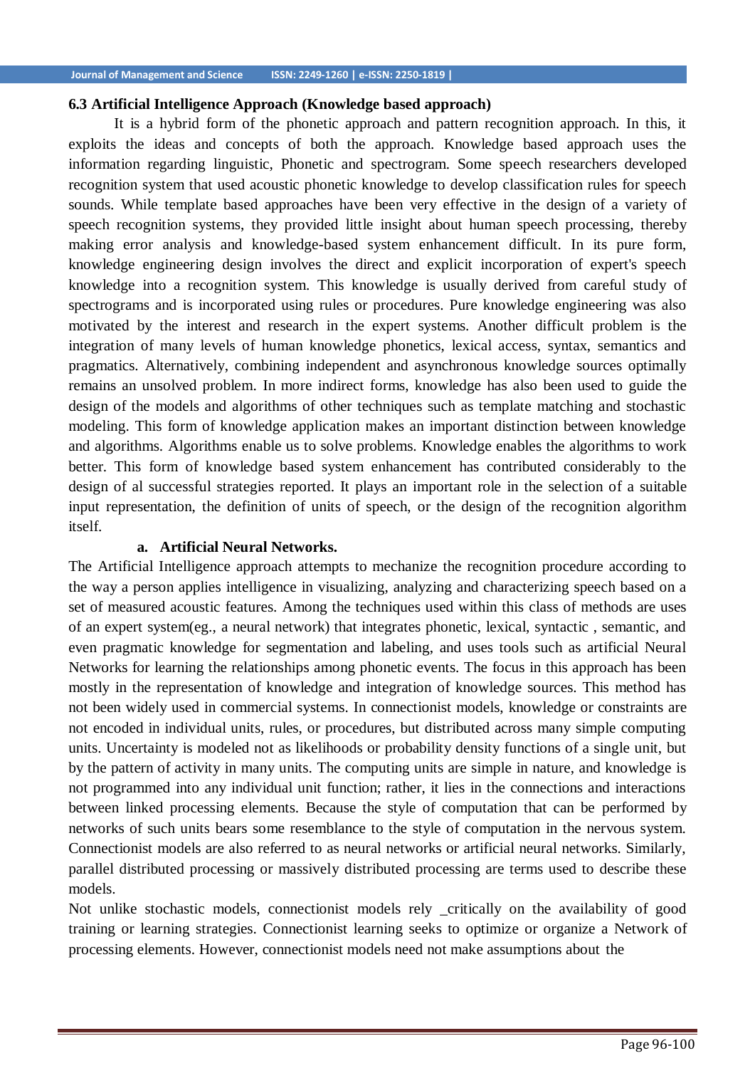### 6.3 Artificial Intelligence Approach (Knowledge based approach)

It is a hybrid form of the phonetic approach and pattern recognition approach. In this, it exploits the ideas and concepts of both the approach. Knowledge based approach uses the information regarding linguistic, Phonetic and spectrogram. Some speech researchers developed recognition system that used acoustic phonetic knowledge to develop classification rules for speech sounds. While template based approaches have been very effective in the design of a variety of speech recognition systems, they provided little insight about human speech processing, thereby making error analysis and knowledge-based system enhancement difficult. In its pure form, knowledge engineering design involves the direct and explicit incorporation of expert's speech knowledge into a recognition system. This knowledge is usually derived from careful study of spectrograms and is incorporated using rules or procedures. Pure knowledge engineering was also motivated by the interest and research in the expert systems. Another difficult problem is the integration of many levels of human knowledge phonetics, lexical access, syntax, semantics and pragmatics. Alternatively, combining independent and asynchronous knowledge sources optimally remains an unsolved problem. In more indirect forms, knowledge has also been used to guide the design of the models and algorithms of other techniques such as template matching and stochastic modeling. This form of knowledge application makes an important distinction between knowledge and algorithms. Algorithms enable us to solve problems. Knowledge enables the algorithms to work better. This form of knowledge based system enhancement has contributed considerably to the design of al successful strategies reported. It plays an important role in the selection of a suitable input representation, the definition of units of speech, or the design of the recognition algorithm itself.

**a. Artificial Neural Networks.**

The Artificial Intelligence approach attempts to mechanize the recognition procedure according to the way a person applies intelligence in visualizing, analyzing and characterizing speech based on a set of measured acoustic features. Among the techniques used within this class of methods are uses of an expert system(eg., a neural network) that integrates phonetic, lexical, syntactic , semantic, and even pragmatic knowledge for segmentation and labeling, and uses tools such as artificial Neural Networks for learning the relationships among phonetic events. The focus in this approach has been mostly in the representation of knowledge and integration of knowledge sources. This method has not been widely used in commercial systems. In connectionist models, knowledge or constraints are not encoded in individual units, rules, or procedures, but distributed across many simple computing units. Uncertainty is modeled not as likelihoods or probability density functions of a single unit, but by the pattern of activity in many units. The computing units are simple in nature, and knowledge is not programmed into any individual unit function; rather, it lies in the connections and interactions between linked processing elements. Because the style of computation that can be performed by networks of such units bears some resemblance to the style of computation in the nervous system. Connectionist models are also referred to as neural networks or artificial neural networks. Similarly, parallel distributed processing or massively distributed processing are terms used to describe these models.

Not unlike stochastic models, connectionist models rely _critically on the availability of good training or learning strategies. Connectionist learning seeks to optimize or organize a Network of processing elements. However, connectionist models need not make assumptions about the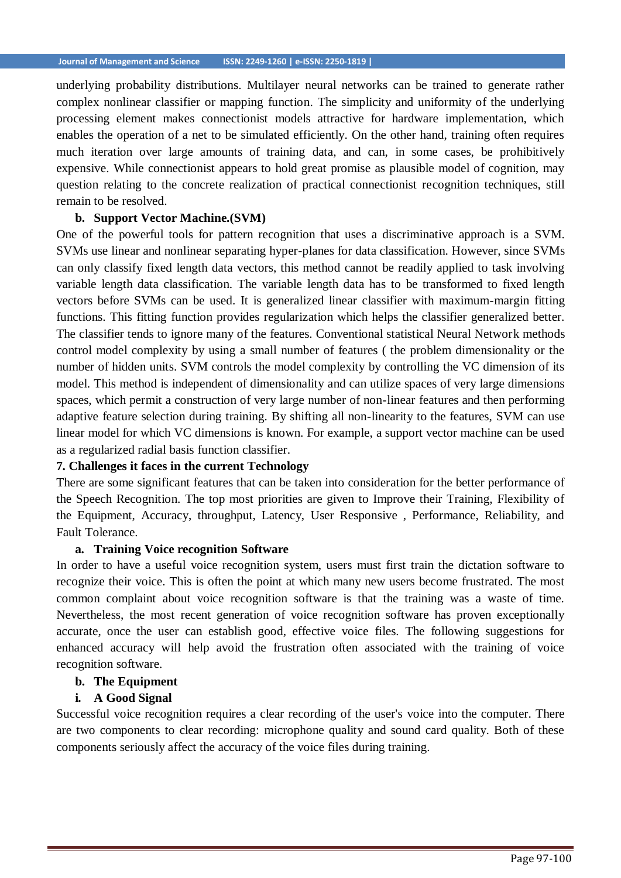underlying probability distributions. Multilayer neural networks can be trained to generate rather complex nonlinear classifier or mapping function. The simplicity and uniformity of the underlying processing element makes connectionist models attractive for hardware implementation, which enables the operation of a net to be simulated efficiently. On the other hand, training often requires much iteration over large amounts of training data, and can, in some cases, be prohibitively expensive. While connectionist appears to hold great promise as plausible model of cognition, may question relating to the concrete realization of practical connectionist recognition techniques, still remain to be resolved.

**b. Support Vector Machine.(SVM)**

One of the powerful tools for pattern recognition that uses a discriminative approach is a SVM. SVMs use linear and nonlinear separating hyper-planes for data classification. However, since SVMs can only classify fixed length data vectors, this method cannot be readily applied to task involving variable length data classification. The variable length data has to be transformed to fixed length vectors before SVMs can be used. It is generalized linear classifier with maximum-margin fitting functions. This fitting function provides regularization which helps the classifier generalized better. The classifier tends to ignore many of the features. Conventional statistical Neural Network methods control model complexity by using a small number of features ( the problem dimensionality or the number of hidden units. SVM controls the model complexity by controlling the VC dimension of its model. This method is independent of dimensionality and can utilize spaces of very large dimensions spaces, which permit a construction of very large number of non-linear features and then performing adaptive feature selection during training. By shifting all non-linearity to the features, SVM can use linear model for which VC dimensions is known. For example, a support vector machine can be used as a regularized radial basis function classifier.

## 7. Challenges it faces in the current Technology

There are some significant features that can be taken into consideration for the better performance of the Speech Recognition. The top most priorities are given to Improve their Training, Flexibility of the Equipment, Accuracy, throughput, Latency, User Responsive , Performance, Reliability, and Fault Tolerance.

**a. Training Voice recognition Software**

In order to have a useful voice recognition system, users must first train the dictation software to recognize their voice. This is often the point at which many new users become frustrated. The most common complaint about voice recognition software is that the training was a waste of time. Nevertheless, the most recent generation of voice recognition software has proven exceptionally accurate, once the user can establish good, effective voice files. The following suggestions for enhanced accuracy will help avoid the frustration often associated with the training of voice recognition software.

**b. The Equipment**

**i. A Good Signal**

Successful voice recognition requires a clear recording of the user's voice into the computer. There are two components to clear recording: microphone quality and sound card quality. Both of these components seriously affect the accuracy of the voice files during training.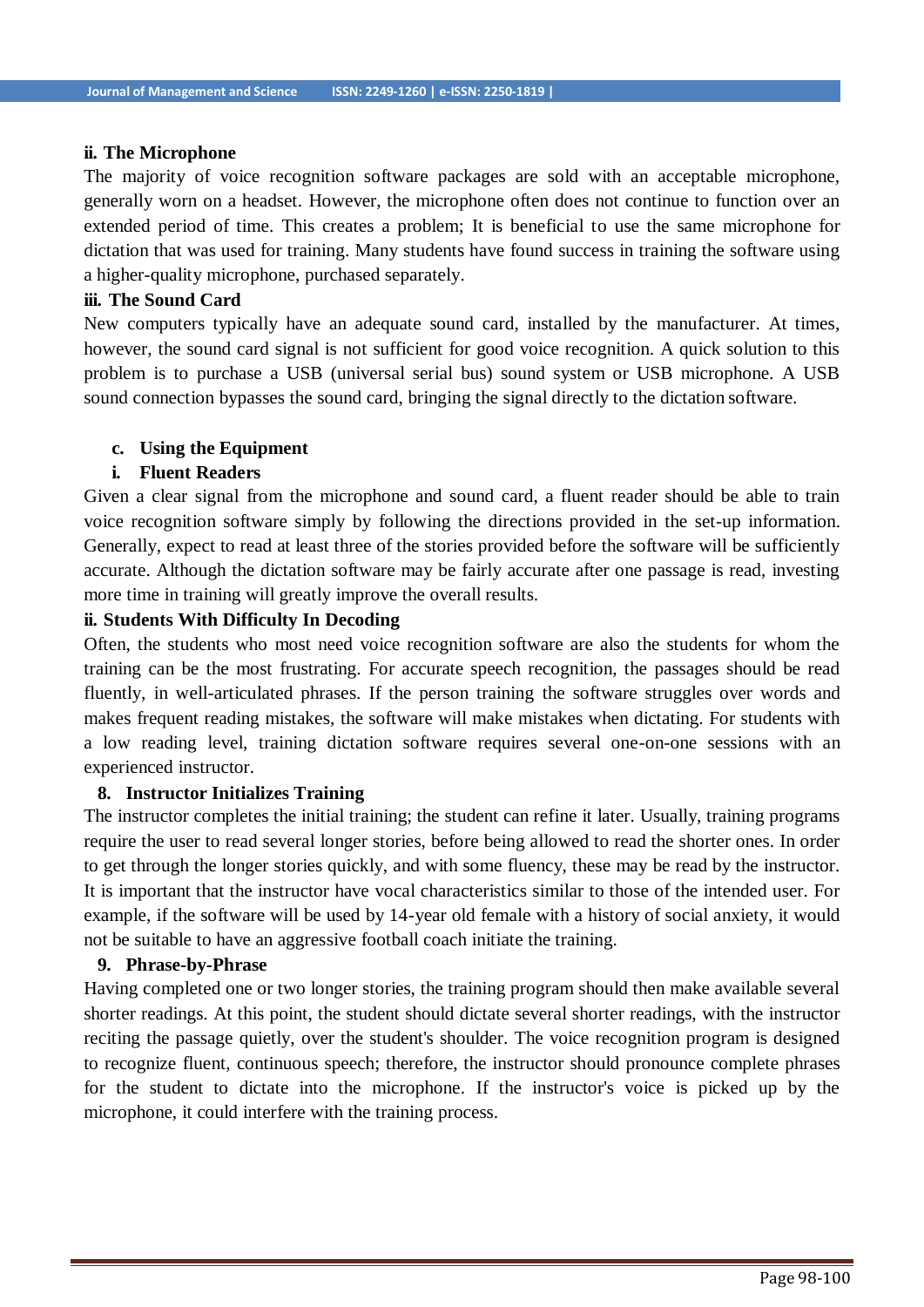**ii. The Microphone**

The majority of voice recognition software packages are sold with an acceptable microphone, generally worn on a headset. However, the microphone often does not continue to function over an extended period of time. This creates a problem; It is beneficial to use the same microphone for dictation that was used for training. Many students have found success in training the software using a higher-quality microphone, purchased separately.

**iii. The Sound Card**

New computers typically have an adequate sound card, installed by the manufacturer. At times, however, the sound card signal is not sufficient for good voice recognition. A quick solution to this problem is to purchase a USB (universal serial bus) sound system or USB microphone. A USB sound connection bypasses the sound card, bringing the signal directly to the dictation software.

**c. Using the Equipment**

**i. Fluent Readers**

Given a clear signal from the microphone and sound card, a fluent reader should be able to train voice recognition software simply by following the directions provided in the set-up information. Generally, expect to read at least three of the stories provided before the software will be sufficiently accurate. Although the dictation software may be fairly accurate after one passage is read, investing more time in training will greatly improve the overall results.

**ii. Students With Difficulty In Decoding**

Often, the students who most need voice recognition software are also the students for whom the training can be the most frustrating. For accurate speech recognition, the passages should be read fluently, in well-articulated phrases. If the person training the software struggles over words and makes frequent reading mistakes, the software will make mistakes when dictating. For students with a low reading level, training dictation software requires several one-on-one sessions with an experienced instructor.

**8. Instructor Initializes Training**

The instructor completes the initial training; the student can refine it later. Usually, training programs require the user to read several longer stories, before being allowed to read the shorter ones. In order to get through the longer stories quickly, and with some fluency, these may be read by the instructor. It is important that the instructor have vocal characteristics similar to those of the intended user. For example, if the software will be used by 14-year old female with a history of social anxiety, it would not be suitable to have an aggressive football coach initiate the training.

**9. Phrase-by-Phrase**

Having completed one or two longer stories, the training program should then make available several shorter readings. At this point, the student should dictate several shorter readings, with the instructor reciting the passage quietly, over the student's shoulder. The voice recognition program is designed to recognize fluent, continuous speech; therefore, the instructor should pronounce complete phrases for the student to dictate into the microphone. If the instructor's voice is picked up by the microphone, it could interfere with the training process.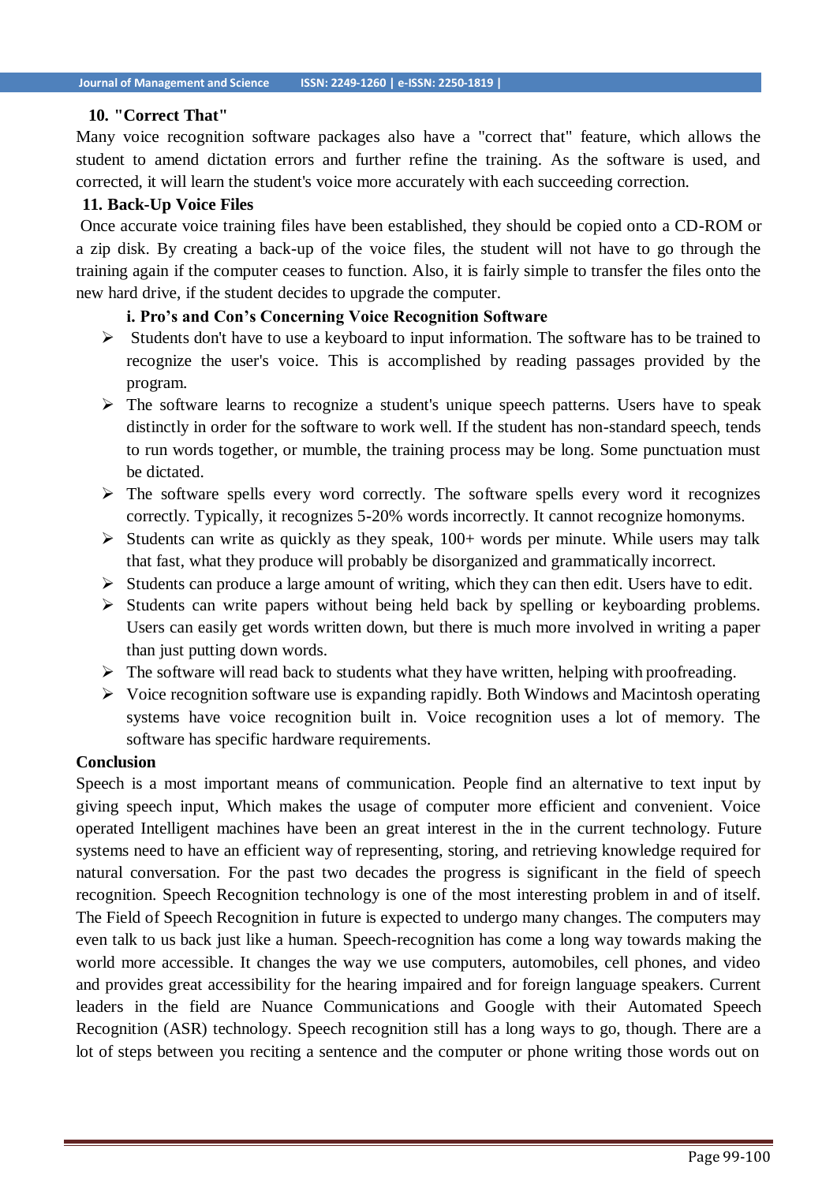### 10. "Correct That"

Many voice recognition software packages also have a "correct that" feature, which allows the student to amend dictation errors and further refine the training. As the software is used, and corrected, it will learn the student's voice more accurately with each succeeding correction.

### 11. Back-Up Voice Files

Once accurate voice training files have been established, they should be copied onto a CD-ROM or a zip disk. By creating a back-up of the voice files, the student will not have to go through the training again if the computer ceases to function. Also, it is fairly simple to transfer the files onto the new hard drive, if the student decides to upgrade the computer.

#### i. Pro's and Con's Concerning Voice Recognition Software

- Students don't have to use a keyboard to input information. The software has to be trained to recognize the user's voice. This is accomplished by reading passages provided by the program.
- The software learns to recognize a student's unique speech patterns. Users have to speak distinctly in order for the software to work well. If the student has non-standard speech, tends to run words together, or mumble, the training process may be long. Some punctuation must be dictated.
- The software spells every word correctly. The software spells every word it recognizes correctly. Typically, it recognizes 5-20% words incorrectly. It cannot recognize homonyms.
- Students can write as quickly as they speak, 100+ words per minute. While users may talk that fast, what they produce will probably be disorganized and grammatically incorrect.
- Students can produce a large amount of writing, which they can then edit. Users have to edit.
- Students can write papers without being held back by spelling or keyboarding problems. Users can easily get words written down, but there is much more involved in writing a paper than just putting down words.
- The software will read back to students what they have written, helping with proofreading.
- Voice recognition software use is expanding rapidly. Both Windows and Macintosh operating systems have voice recognition built in. Voice recognition uses a lot of memory. The software has specific hardware requirements.

## Conclusion

Speech is a most important means of communication. People find an alternative to text input by giving speech input, Which makes the usage of computer more efficient and convenient. Voice operated Intelligent machines have been an great interest in the in the current technology. Future systems need to have an efficient way of representing, storing, and retrieving knowledge required for natural conversation. For the past two decades the progress is significant in the field of speech recognition. Speech Recognition technology is one of the most interesting problem in and of itself. The Field of Speech Recognition in future is expected to undergo many changes. The computers may even talk to us back just like a human. Speech-recognition has come a long way towards making the world more accessible. It changes the way we use computers, automobiles, cell phones, and video and provides great accessibility for the hearing impaired and for foreign language speakers. Current leaders in the field are Nuance Communications and Google with their Automated Speech Recognition (ASR) technology. Speech recognition still has a long ways to go, though. There are a lot of steps between you reciting a sentence and the computer or phone writing those words out on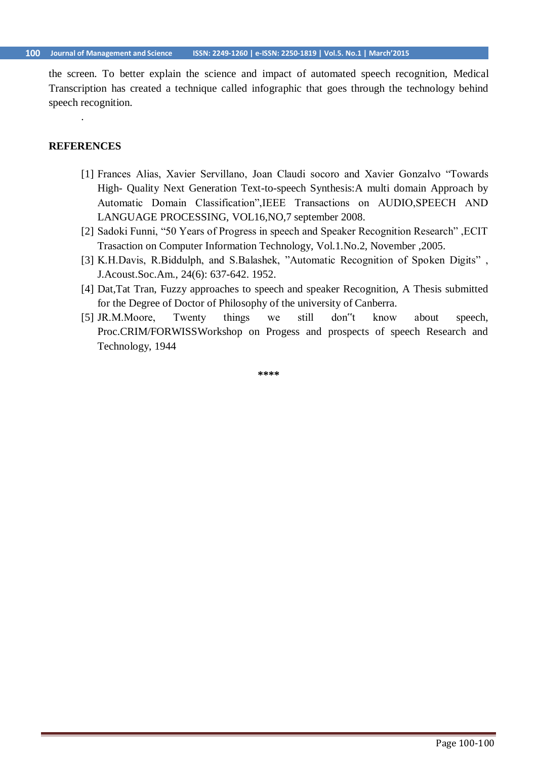the screen. To better explain the science and impact of automated speech recognition, Medical Transcription has created a technique called infographic that goes through the technology behind speech recognition.

.

## REFERENCES

[1] Frances Alias, Xavier Servillano, Joan Claudi socoro and Xavier Gonzalvo "Towards High- Quality Next Generation Text-to-speech Synthesis:A multi domain Approach by Automatic Domain Classification",IEEE Transactions on AUDIO,SPEECH AND LANGUAGE PROCESSING, VOL16,NO,7 september 2008.

[2] Sadoki Funni, "50 Years of Progress in speech and Speaker Recognition Research" ,ECIT Trasaction on Computer Information Technology, Vol.1.No.2, November ,2005.

[3] K.H.Davis, R.Biddulph, and S.Balashek, "Automatic Recognition of Spoken Digits" , J.Acoust.Soc.Am., 24(6): 637-642. 1952.

[4] Dat,Tat Tran, Fuzzy approaches to speech and speaker Recognition, A Thesis submitted for the Degree of Doctor of Philosophy of the university of Canberra.

[5] JR.M.Moore, Twenty things we still don"t know about speech, Proc.CRIM/FORWISSWorkshop on Progess and prospects of speech Research and Technology, 1944

****